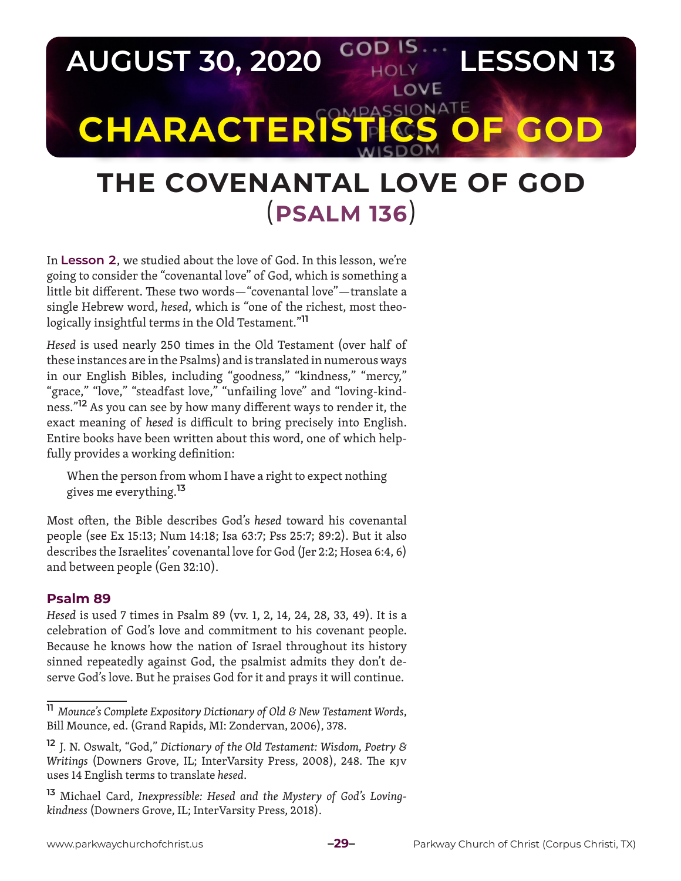# AUGUST 30, 2020 — LESSON 13

# CHARACTERISTICS OF GOD

## THE COVENANTAL LOVE OF GOD (PSALM 136)

In **Lesson 2**, we studied about the love of God. In this lesson, we're going to consider the "covenantal love" of God, which is something a little bit different. These two words—"covenantal love"—translate a single Hebrew word, *hesed*, which is "one of the richest, most theologically insightful terms in the Old Testament."[11]

*Hesed* is used nearly 250 times in the Old Testament (over half of these instances are in the Psalms) and is translated in numerous ways in our English Bibles, including "goodness," "kindness," "mercy," "grace," "love," "steadfast love," "unfailing love" and "loving-kindness."[12] As you can see by how many different ways to render it, the exact meaning of *hesed* is difficult to bring precisely into English. Entire books have been written about this word, one of which helpfully provides a working definition:

> When the person from whom I have a right to expect nothing gives me everything.[13]

Most often, the Bible describes God's *hesed* toward his covenantal people (see Ex 15:13; Num 14:18; Isa 63:7; Pss 25:7; 89:2). But it also describes the Israelites' covenantal love for God (Jer 2:2; Hosea 6:4, 6) and between people (Gen 32:10).

### Psalm 89

*Hesed* is used 7 times in Psalm 89 (vv. 1, 2, 14, 24, 28, 33, 49). It is a celebration of God's love and commitment to his covenant people. Because he knows how the nation of Israel throughout its history sinned repeatedly against God, the psalmist admits they don't deserve God's love. But he praises God for it and prays it will continue.

---

[11] *Mounce's Complete Expository Dictionary of Old & New Testament Words*, Bill Mounce, ed. (Grand Rapids, MI: Zondervan, 2006), 378.

[12] J. N. Oswalt, "God," *Dictionary of the Old Testament: Wisdom, Poetry & Writings* (Downers Grove, IL; InterVarsity Press, 2008), 248. The KJV uses 14 English terms to translate *hesed*.

[13] Michael Card, *Inexpressible: Hesed and the Mystery of God's Loving-kindness* (Downers Grove, IL; InterVarsity Press, 2018).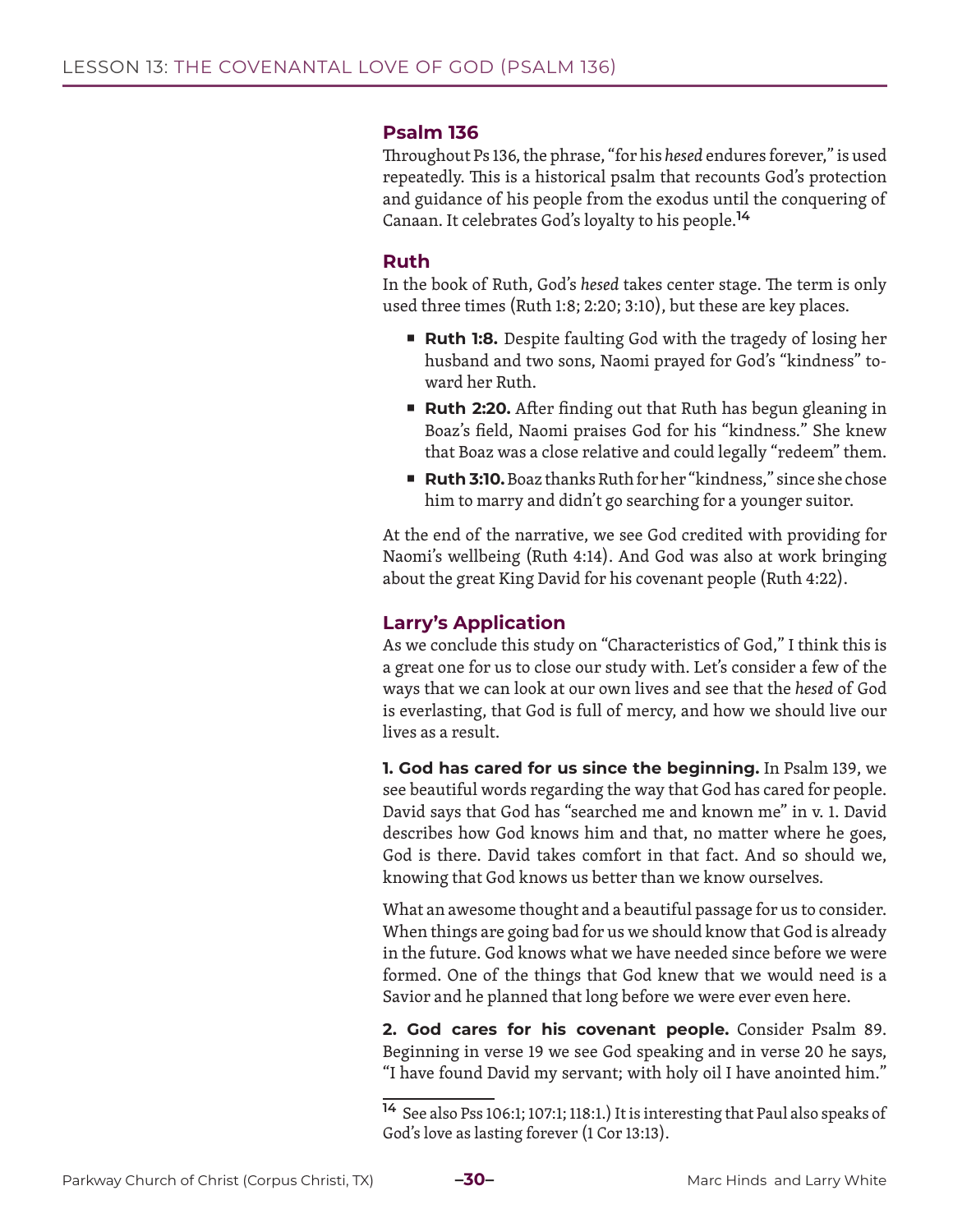## Psalm 136

Throughout Ps 136, the phrase, "for his *hesed* endures forever," is used repeatedly. This is a historical psalm that recounts God's protection and guidance of his people from the exodus until the conquering of Canaan. It celebrates God's loyalty to his people.[14]

## Ruth

In the book of Ruth, God's *hesed* takes center stage. The term is only used three times (Ruth 1:8; 2:20; 3:10), but these are key places.

- **Ruth 1:8.** Despite faulting God with the tragedy of losing her husband and two sons, Naomi prayed for God's "kindness" toward her Ruth.
- **Ruth 2:20.** After finding out that Ruth has begun gleaning in Boaz's field, Naomi praises God for his "kindness." She knew that Boaz was a close relative and could legally "redeem" them.
- **Ruth 3:10.** Boaz thanks Ruth for her "kindness," since she chose him to marry and didn't go searching for a younger suitor.

At the end of the narrative, we see God credited with providing for Naomi's wellbeing (Ruth 4:14). And God was also at work bringing about the great King David for his covenant people (Ruth 4:22).

## Larry's Application

As we conclude this study on "Characteristics of God," I think this is a great one for us to close our study with. Let's consider a few of the ways that we can look at our own lives and see that the *hesed* of God is everlasting, that God is full of mercy, and how we should live our lives as a result.

**1. God has cared for us since the beginning.** In Psalm 139, we see beautiful words regarding the way that God has cared for people. David says that God has "searched me and known me" in v. 1. David describes how God knows him and that, no matter where he goes, God is there. David takes comfort in that fact. And so should we, knowing that God knows us better than we know ourselves.

What an awesome thought and a beautiful passage for us to consider. When things are going bad for us we should know that God is already in the future. God knows what we have needed since before we were formed. One of the things that God knew that we would need is a Savior and he planned that long before we were ever even here.

**2. God cares for his covenant people.** Consider Psalm 89. Beginning in verse 19 we see God speaking and in verse 20 he says, "I have found David my servant; with holy oil I have anointed him."

---

[14] See also Pss 106:1; 107:1; 118:1.) It is interesting that Paul also speaks of God's love as lasting forever (1 Cor 13:13).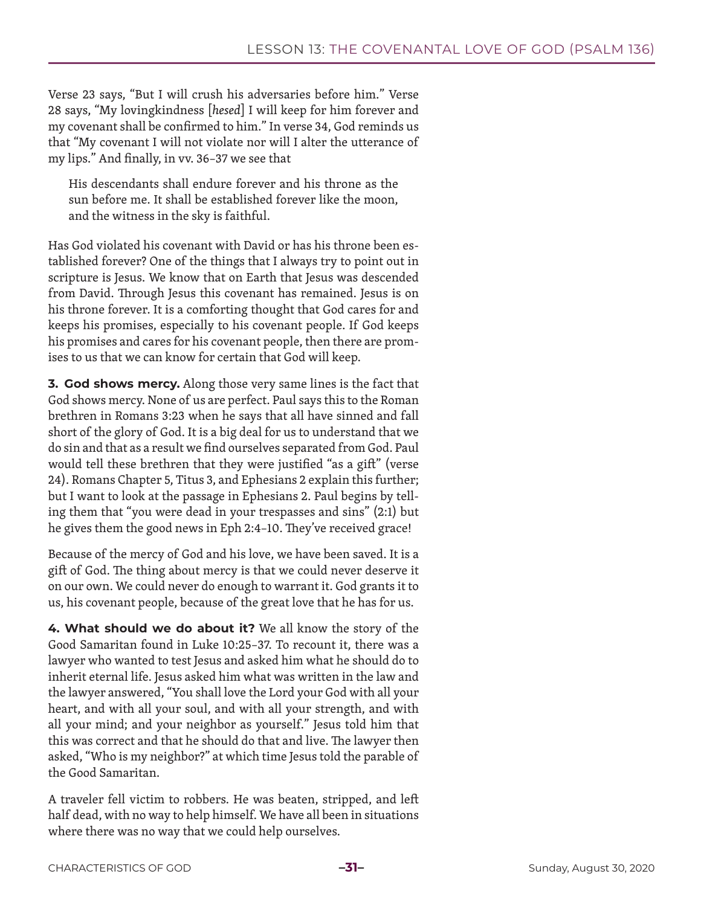Verse 23 says, "But I will crush his adversaries before him." Verse 28 says, "My lovingkindness [*hesed*] I will keep for him forever and my covenant shall be confirmed to him." In verse 34, God reminds us that "My covenant I will not violate nor will I alter the utterance of my lips." And finally, in vv. 36–37 we see that

> His descendants shall endure forever and his throne as the sun before me. It shall be established forever like the moon, and the witness in the sky is faithful.

Has God violated his covenant with David or has his throne been established forever? One of the things that I always try to point out in scripture is Jesus. We know that on Earth that Jesus was descended from David. Through Jesus this covenant has remained. Jesus is on his throne forever. It is a comforting thought that God cares for and keeps his promises, especially to his covenant people. If God keeps his promises and cares for his covenant people, then there are promises to us that we can know for certain that God will keep.

**3. God shows mercy.** Along those very same lines is the fact that God shows mercy. None of us are perfect. Paul says this to the Roman brethren in Romans 3:23 when he says that all have sinned and fall short of the glory of God. It is a big deal for us to understand that we do sin and that as a result we find ourselves separated from God. Paul would tell these brethren that they were justified "as a gift" (verse 24). Romans Chapter 5, Titus 3, and Ephesians 2 explain this further; but I want to look at the passage in Ephesians 2. Paul begins by telling them that "you were dead in your trespasses and sins" (2:1) but he gives them the good news in Eph 2:4–10. They've received grace!

Because of the mercy of God and his love, we have been saved. It is a gift of God. The thing about mercy is that we could never deserve it on our own. We could never do enough to warrant it. God grants it to us, his covenant people, because of the great love that he has for us.

**4. What should we do about it?** We all know the story of the Good Samaritan found in Luke 10:25–37. To recount it, there was a lawyer who wanted to test Jesus and asked him what he should do to inherit eternal life. Jesus asked him what was written in the law and the lawyer answered, "You shall love the Lord your God with all your heart, and with all your soul, and with all your strength, and with all your mind; and your neighbor as yourself." Jesus told him that this was correct and that he should do that and live. The lawyer then asked, "Who is my neighbor?" at which time Jesus told the parable of the Good Samaritan.

A traveler fell victim to robbers. He was beaten, stripped, and left half dead, with no way to help himself. We have all been in situations where there was no way that we could help ourselves.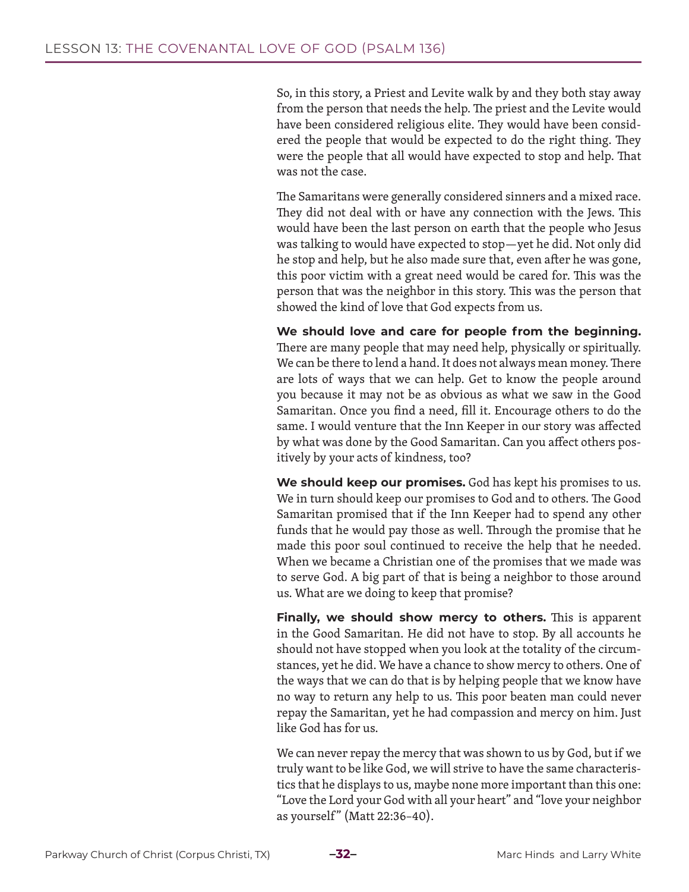So, in this story, a Priest and Levite walk by and they both stay away from the person that needs the help. The priest and the Levite would have been considered religious elite. They would have been considered the people that would be expected to do the right thing. They were the people that all would have expected to stop and help. That was not the case.

The Samaritans were generally considered sinners and a mixed race. They did not deal with or have any connection with the Jews. This would have been the last person on earth that the people who Jesus was talking to would have expected to stop—yet he did. Not only did he stop and help, but he also made sure that, even after he was gone, this poor victim with a great need would be cared for. This was the person that was the neighbor in this story. This was the person that showed the kind of love that God expects from us.

**We should love and care for people from the beginning.** There are many people that may need help, physically or spiritually. We can be there to lend a hand. It does not always mean money. There are lots of ways that we can help. Get to know the people around you because it may not be as obvious as what we saw in the Good Samaritan. Once you find a need, fill it. Encourage others to do the same. I would venture that the Inn Keeper in our story was affected by what was done by the Good Samaritan. Can you affect others positively by your acts of kindness, too?

**We should keep our promises.** God has kept his promises to us. We in turn should keep our promises to God and to others. The Good Samaritan promised that if the Inn Keeper had to spend any other funds that he would pay those as well. Through the promise that he made this poor soul continued to receive the help that he needed. When we became a Christian one of the promises that we made was to serve God. A big part of that is being a neighbor to those around us. What are we doing to keep that promise?

**Finally, we should show mercy to others.** This is apparent in the Good Samaritan. He did not have to stop. By all accounts he should not have stopped when you look at the totality of the circumstances, yet he did. We have a chance to show mercy to others. One of the ways that we can do that is by helping people that we know have no way to return any help to us. This poor beaten man could never repay the Samaritan, yet he had compassion and mercy on him. Just like God has for us.

We can never repay the mercy that was shown to us by God, but if we truly want to be like God, we will strive to have the same characteristics that he displays to us, maybe none more important than this one: "Love the Lord your God with all your heart" and "love your neighbor as yourself" (Matt 22:36–40).